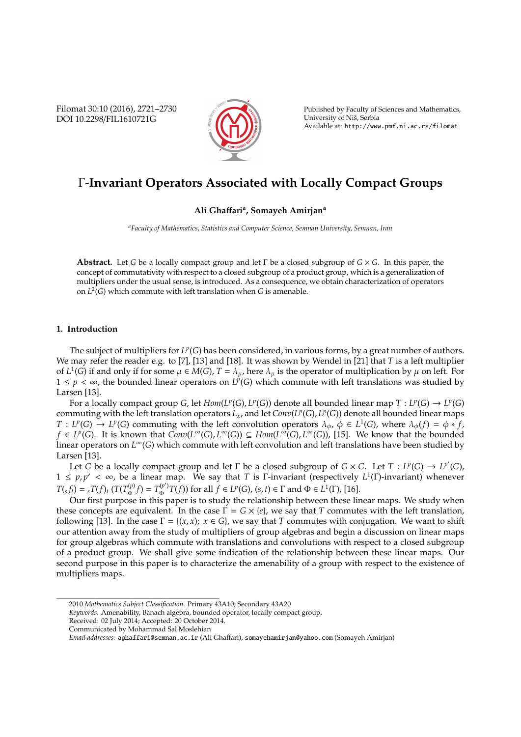# Γ-Invariant Operators Associated with Locally Compact Groups

**Ali Ghaffari[a], Somayeh Amirjan[a]**

[a]*Faculty of Mathematics, Statistics and Computer Science, Semnan University, Semnan, Iran*

**Abstract.** Let $G$ be a locally compact group and let $\Gamma$ be a closed subgroup of $G \times G$. In this paper, the concept of commutativity with respect to a closed subgroup of a product group, which is a generalization of multipliers under the usual sense, is introduced. As a consequence, we obtain characterization of operators on $L^2(G)$ which commute with left translation when $G$ is amenable.

## 1. Introduction

The subject of multipliers for $L^p(G)$ has been considered, in various forms, by a great number of authors. We may refer the reader e.g. to [7], [13] and [18]. It was shown by Wendel in [21] that $T$ is a left multiplier of $L^1(G)$ if and only if for some $\mu \in M(G)$, $T = \lambda_\mu$, here $\lambda_\mu$ is the operator of multiplication by $\mu$ on left. For $1 \leq p < \infty$, the bounded linear operators on $L^p(G)$ which commute with left translations was studied by Larsen [13].

For a locally compact group $G$, let $Hom(L^p(G), L^p(G))$ denote all bounded linear map $T : L^p(G) \to L^p(G)$ commuting with the left translation operators $L_x$, and let $Conv(L^p(G), L^p(G))$ denote all bounded linear maps $T : L^p(G) \to L^p(G)$ commuting with the left convolution operators $\lambda_\phi$, $\phi \in L^1(G)$, where $\lambda_\phi(f) = \phi * f$, $f \in L^p(G)$. It is known that $Conv(L^\infty(G), L^\infty(G)) \subseteq Hom(L^\infty(G), L^\infty(G))$, [15]. We know that the bounded linear operators on $L^\infty(G)$ which commute with left convolution and left translations have been studied by Larsen [13].

Let $G$ be a locally compact group and let $\Gamma$ be a closed subgroup of $G \times G$. Let $T : L^p(G) \to L^{p'}(G)$, $1 \leq p, p' < \infty$, be a linear map. We say that $T$ is $\Gamma$-invariant (respectively $L^1(\Gamma)$-invariant) whenever $T({}_sf_t) = {}_sT(f)_t$ $(T(T^{(p)}_\Phi f) = T^{(p')}_\Phi T(f))$ for all $f \in L^p(G)$, $(s,t) \in \Gamma$ and $\Phi \in L^1(\Gamma)$, [16].

Our first purpose in this paper is to study the relationship between these linear maps. We study when these concepts are equivalent. In the case $\Gamma = G \times \{e\}$, we say that $T$ commutes with the left translation, following [13]. In the case $\Gamma = \{(x,x);\ x \in G\}$, we say that $T$ commutes with conjugation. We want to shift our attention away from the study of multipliers of group algebras and begin a discussion on linear maps for group algebras which commute with translations and convolutions with respect to a closed subgroup of a product group. We shall give some indication of the relationship between these linear maps. Our second purpose in this paper is to characterize the amenability of a group with respect to the existence of multipliers maps.

---

2010 *Mathematics Subject Classification*. Primary 43A10; Secondary 43A20

*Keywords*. Amenability, Banach algebra, bounded operator, locally compact group.

Received: 02 July 2014; Accepted: 20 October 2014.

Communicated by Mohammad Sal Moslehian

*Email addresses:* aghaffari@semnan.ac.ir (Ali Ghaffari), somayehamirjan@yahoo.com (Somayeh Amirjan)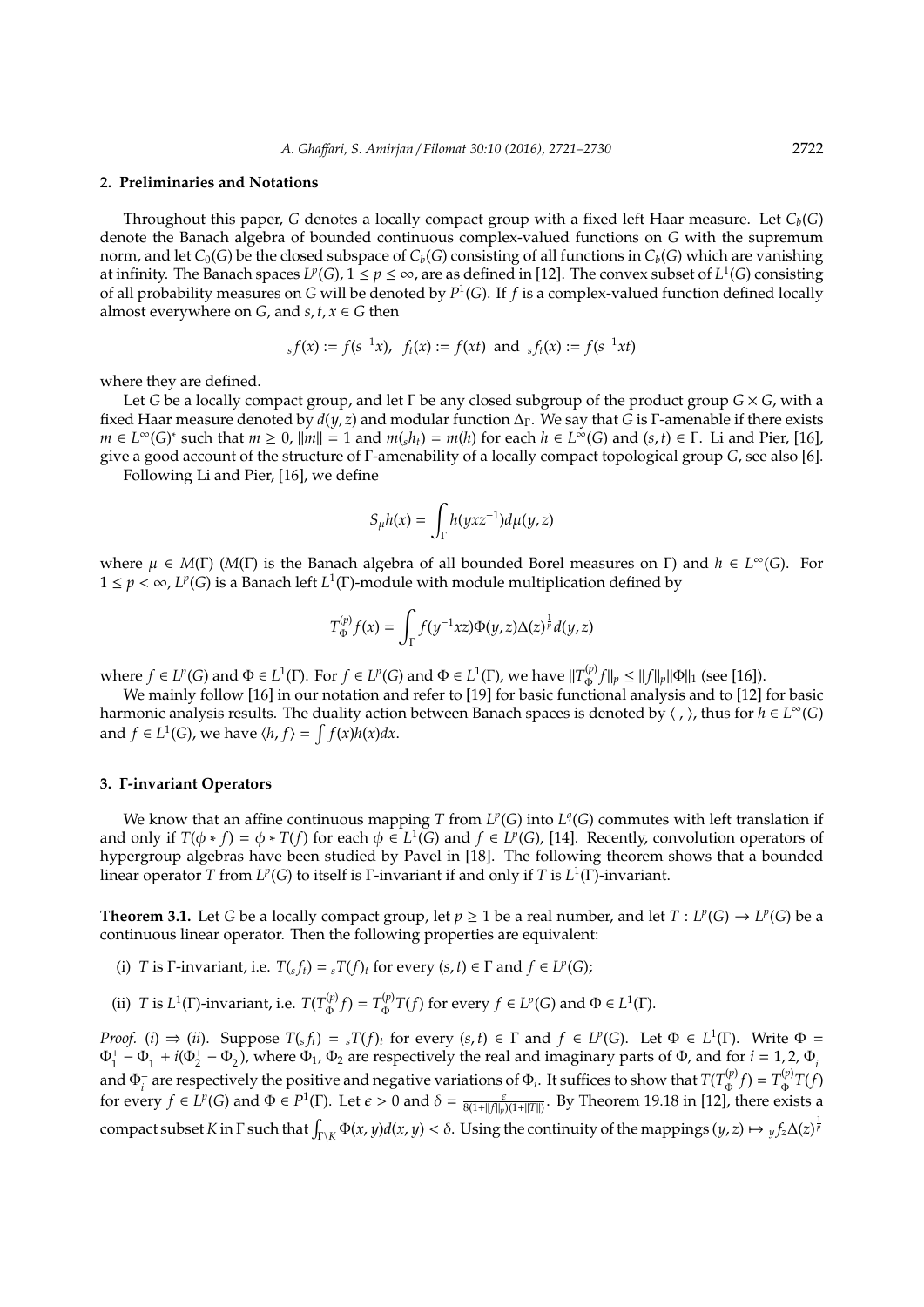## 2. Preliminaries and Notations

Throughout this paper, $G$ denotes a locally compact group with a fixed left Haar measure. Let $C_b(G)$ denote the Banach algebra of bounded continuous complex-valued functions on $G$ with the supremum norm, and let $C_0(G)$ be the closed subspace of $C_b(G)$ consisting of all functions in $C_b(G)$ which are vanishing at infinity. The Banach spaces $L^p(G)$, $1 \leq p \leq \infty$, are as defined in [12]. The convex subset of $L^1(G)$ consisting of all probability measures on $G$ will be denoted by $P^1(G)$. If $f$ is a complex-valued function defined locally almost everywhere on $G$, and $s, t, x \in G$ then

$$_sf(x) := f(s^{-1}x), \quad f_t(x) := f(xt) \text{ and } {}_sf_t(x) := f(s^{-1}xt)$$

where they are defined.

Let $G$ be a locally compact group, and let $\Gamma$ be any closed subgroup of the product group $G \times G$, with a fixed Haar measure denoted by $d(y, z)$ and modular function $\Delta_\Gamma$. We say that $G$ is $\Gamma$-amenable if there exists $m \in L^\infty(G)^*$ such that $m \geq 0$, $\|m\| = 1$ and $m({}_sh_t) = m(h)$ for each $h \in L^\infty(G)$ and $(s, t) \in \Gamma$. Li and Pier, [16], give a good account of the structure of $\Gamma$-amenability of a locally compact topological group $G$, see also [6].

Following Li and Pier, [16], we define

$$S_\mu h(x) = \int_\Gamma h(yxz^{-1}) d\mu(y, z)$$

where $\mu \in M(\Gamma)$ ($M(\Gamma)$ is the Banach algebra of all bounded Borel measures on $\Gamma$) and $h \in L^\infty(G)$. For $1 \leq p < \infty$, $L^p(G)$ is a Banach left $L^1(\Gamma)$-module with module multiplication defined by

$$T_\Phi^{(p)} f(x) = \int_\Gamma f(y^{-1}xz)\Phi(y, z)\Delta(z)^{\frac{1}{p}} d(y, z)$$

where $f \in L^p(G)$ and $\Phi \in L^1(\Gamma)$. For $f \in L^p(G)$ and $\Phi \in L^1(\Gamma)$, we have $\|T_\Phi^{(p)} f\|_p \leq \|f\|_p \|\Phi\|_1$ (see [16]).

We mainly follow [16] in our notation and refer to [19] for basic functional analysis and to [12] for basic harmonic analysis results. The duality action between Banach spaces is denoted by $\langle \, , \, \rangle$, thus for $h \in L^\infty(G)$ and $f \in L^1(G)$, we have $\langle h, f \rangle = \int f(x)h(x)dx$.

## 3. $\Gamma$-invariant Operators

We know that an affine continuous mapping $T$ from $L^p(G)$ into $L^q(G)$ commutes with left translation if and only if $T(\phi * f) = \phi * T(f)$ for each $\phi \in L^1(G)$ and $f \in L^p(G)$, [14]. Recently, convolution operators of hypergroup algebras have been studied by Pavel in [18]. The following theorem shows that a bounded linear operator $T$ from $L^p(G)$ to itself is $\Gamma$-invariant if and only if $T$ is $L^1(\Gamma)$-invariant.

**Theorem 3.1.** *Let $G$ be a locally compact group, let $p \geq 1$ be a real number, and let $T : L^p(G) \to L^p(G)$ be a continuous linear operator. Then the following properties are equivalent:*

(i) *$T$ is $\Gamma$-invariant, i.e. $T({}_sf_t) = {}_sT(f)_t$ for every $(s, t) \in \Gamma$ and $f \in L^p(G)$;*

(ii) *$T$ is $L^1(\Gamma)$-invariant, i.e. $T(T_\Phi^{(p)} f) = T_\Phi^{(p)} T(f)$ for every $f \in L^p(G)$ and $\Phi \in L^1(\Gamma)$.*

*Proof.* $(i) \Rightarrow (ii)$. Suppose $T({}_sf_t) = {}_sT(f)_t$ for every $(s, t) \in \Gamma$ and $f \in L^p(G)$. Let $\Phi \in L^1(\Gamma)$. Write $\Phi = \Phi_1^+ - \Phi_1^- + i(\Phi_2^+ - \Phi_2^-)$, where $\Phi_1$, $\Phi_2$ are respectively the real and imaginary parts of $\Phi$, and for $i = 1, 2$, $\Phi_i^+$ and $\Phi_i^-$ are respectively the positive and negative variations of $\Phi_i$. It suffices to show that $T(T_\Phi^{(p)} f) = T_\Phi^{(p)} T(f)$ for every $f \in L^p(G)$ and $\Phi \in P^1(\Gamma)$. Let $\epsilon > 0$ and $\delta = \frac{\epsilon}{8(1+\|f\|_p)(1+\|T\|)}$. By Theorem 19.18 in [12], there exists a compact subset $K$ in $\Gamma$ such that $\int_{\Gamma \setminus K} \Phi(x, y) d(x, y) < \delta$. Using the continuity of the mappings $(y, z) \mapsto {}_yf_z \Delta(z)^{\frac{1}{p}}$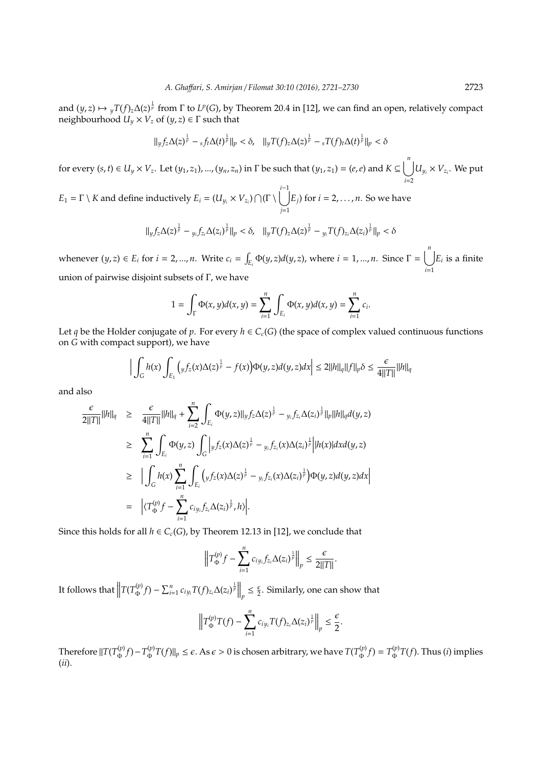and $(y,z) \mapsto {}_yT(f)_z\Delta(z)^{\frac{1}{p}}$ from $\Gamma$ to $L^p(G)$, by Theorem 20.4 in [12], we can find an open, relatively compact neighbourhood $U_y \times V_z$ of $(y,z) \in \Gamma$ such that

$$\|{}_yf_z\Delta(z)^{\frac{1}{p}} - {}_sf_t\Delta(t)^{\frac{1}{p}}\|_p < \delta, \quad \|{}_yT(f)_z\Delta(z)^{\frac{1}{p}} - {}_sT(f)_t\Delta(t)^{\frac{1}{p}}\|_p < \delta$$

for every $(s,t) \in U_y \times V_z$. Let $(y_1, z_1), ..., (y_n, z_n)$ in $\Gamma$ be such that $(y_1, z_1) = (e, e)$ and $K \subseteq \bigcup_{i=2}^{n} U_{y_i} \times V_{z_i}$. We put $E_1 = \Gamma \setminus K$ and define inductively $E_i = (U_{y_i} \times V_{z_i}) \bigcap (\Gamma \setminus \bigcup_{j=1}^{i-1} E_j)$ for $i = 2, \ldots, n$. So we have

$$\|{}_yf_z\Delta(z)^{\frac{1}{p}} - {}_{y_i}f_{z_i}\Delta(z_i)^{\frac{1}{p}}\|_p < \delta, \quad \|{}_yT(f)_z\Delta(z)^{\frac{1}{p}} - {}_{y_i}T(f)_{z_i}\Delta(z_i)^{\frac{1}{p}}\|_p < \delta$$

whenever $(y,z) \in E_i$ for $i = 2, ..., n$. Write $c_i = \int_{E_i} \Phi(y,z) d(y,z)$, where $i = 1, ..., n$. Since $\Gamma = \bigcup_{i=1}^{n} E_i$ is a finite union of pairwise disjoint subsets of $\Gamma$, we have

$$1 = \int_\Gamma \Phi(x,y) d(x,y) = \sum_{i=1}^{n} \int_{E_i} \Phi(x,y) d(x,y) = \sum_{i=1}^{n} c_i.$$

Let $q$ be the Holder conjugate of $p$. For every $h \in C_c(G)$ (the space of complex valued continuous functions on $G$ with compact support), we have

$$\Big| \int_G h(x) \int_{E_1} \Big({}_yf_z(x)\Delta(z)^{\frac{1}{p}} - f(x)\Big)\Phi(y,z) d(y,z) dx\Big| \le 2\|h\|_q \|f\|_p \delta \le \frac{\epsilon}{4\|T\|}\|h\|_q$$

and also

$$\begin{aligned}
\frac{\epsilon}{2\|T\|}\|h\|_q &\ge \frac{\epsilon}{4\|T\|}\|h\|_q + \sum_{i=2}^{n} \int_{E_i} \Phi(y,z) \|{}_yf_z\Delta(z)^{\frac{1}{p}} - {}_{y_i}f_{z_i}\Delta(z_i)^{\frac{1}{p}}\|_p \|h\|_q d(y,z) \\
&\ge \sum_{i=1}^{n} \int_{E_i} \Phi(y,z) \int_G \Big|{}_yf_z(x)\Delta(z)^{\frac{1}{p}} - {}_{y_i}f_{z_i}(x)\Delta(z_i)^{\frac{1}{p}}\Big| |h(x)| dx d(y,z) \\
&\ge \Big| \int_G h(x) \sum_{i=1}^{n} \int_{E_i} \Big({}_yf_z(x)\Delta(z)^{\frac{1}{p}} - {}_{y_i}f_{z_i}(x)\Delta(z_i)^{\frac{1}{p}}\Big)\Phi(y,z) d(y,z) dx\Big| \\
&= \Big|\langle T_\Phi^{(p)} f - \sum_{i=1}^{n} c_i {}_{y_i}f_{z_i}\Delta(z_i)^{\frac{1}{p}}, h\rangle\Big|.
\end{aligned}$$

Since this holds for all $h \in C_c(G)$, by Theorem 12.13 in [12], we conclude that

$$\Big\| T_\Phi^{(p)} f - \sum_{i=1}^{n} c_i {}_{y_i}f_{z_i}\Delta(z_i)^{\frac{1}{p}} \Big\|_p \le \frac{\epsilon}{2\|T\|}.$$

It follows that $\Big\|T(T_\Phi^{(p)} f) - \sum_{i=1}^{n} c_i {}_{y_i}T(f)_{z_i}\Delta(z_i)^{\frac{1}{p}}\Big\|_p \le \frac{\epsilon}{2}$. Similarly, one can show that

$$\Big\| T_\Phi^{(p)} T(f) - \sum_{i=1}^{n} c_i {}_{y_i}T(f)_{z_i}\Delta(z_i)^{\frac{1}{p}} \Big\|_p \le \frac{\epsilon}{2}.$$

Therefore $\|T(T_\Phi^{(p)} f) - T_\Phi^{(p)} T(f)\|_p \le \epsilon$. As $\epsilon > 0$ is chosen arbitrary, we have $T(T_\Phi^{(p)} f) = T_\Phi^{(p)} T(f)$. Thus $(i)$ implies $(ii)$.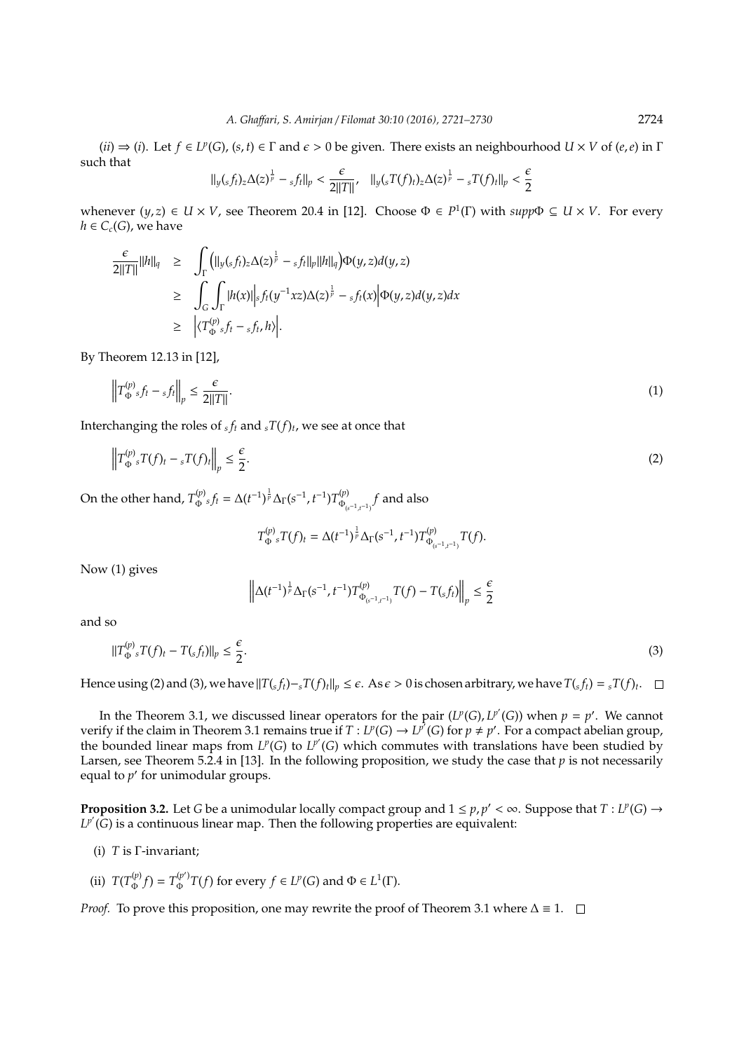$(ii) \Rightarrow (i)$. Let $f \in L^p(G)$, $(s,t) \in \Gamma$ and $\epsilon > 0$ be given. There exists an neighbourhood $U \times V$ of $(e,e)$ in $\Gamma$ such that

$$\|_y({}_sf_t)_z \Delta(z)^{\frac{1}{p}} - {}_sf_t\|_p < \frac{\epsilon}{2\|T\|}, \quad \|_y({}_sT(f)_t)_z \Delta(z)^{\frac{1}{p}} - {}_sT(f)_t\|_p < \frac{\epsilon}{2}$$

whenever $(y,z) \in U \times V$, see Theorem 20.4 in [12]. Choose $\Phi \in P^1(\Gamma)$ with $supp\Phi \subseteq U \times V$. For every $h \in C_c(G)$, we have

$$\begin{aligned}
\frac{\epsilon}{2\|T\|}\|h\|_q &\geq \int_\Gamma \Big(\|_y({}_sf_t)_z \Delta(z)^{\frac{1}{p}} - {}_sf_t\|_p \|h\|_q\Big)\Phi(y,z)d(y,z) \\
&\geq \int_G \int_\Gamma |h(x)| \Big| {}_sf_t(y^{-1}xz)\Delta(z)^{\frac{1}{p}} - {}_sf_t(x)\Big| \Phi(y,z)d(y,z)dx \\
&\geq \Big| \langle T_\Phi^{(p)}\, {}_sf_t - {}_sf_t, h\rangle \Big|.
\end{aligned}$$

By Theorem 12.13 in [12],

$$\Big\| T_\Phi^{(p)}\, {}_sf_t - {}_sf_t \Big\|_p \leq \frac{\epsilon}{2\|T\|}. \tag{1}$$

Interchanging the roles of ${}_sf_t$ and ${}_sT(f)_t$, we see at once that

$$\Big\| T_\Phi^{(p)}\, {}_sT(f)_t - {}_sT(f)_t \Big\|_p \leq \frac{\epsilon}{2}. \tag{2}$$

On the other hand, $T_\Phi^{(p)}\, {}_sf_t = \Delta(t^{-1})^{\frac{1}{p}} \Delta_\Gamma(s^{-1}, t^{-1}) T^{(p)}_{\Phi_{(s^{-1},t^{-1})}} f$ and also

$$T_\Phi^{(p)}\, {}_sT(f)_t = \Delta(t^{-1})^{\frac{1}{p}} \Delta_\Gamma(s^{-1}, t^{-1}) T^{(p)}_{\Phi_{(s^{-1},t^{-1})}} T(f).$$

Now (1) gives

$$\Big\| \Delta(t^{-1})^{\frac{1}{p}} \Delta_\Gamma(s^{-1}, t^{-1}) T^{(p)}_{\Phi_{(s^{-1},t^{-1})}} T(f) - T({}_sf_t) \Big\|_p \leq \frac{\epsilon}{2}$$

and so

$$\| T_\Phi^{(p)}\, {}_sT(f)_t - T({}_sf_t) \|_p \leq \frac{\epsilon}{2}. \tag{3}$$

Hence using (2) and (3), we have $\|T({}_sf_t) - {}_sT(f)_t\|_p \leq \epsilon$. As $\epsilon > 0$ is chosen arbitrary, we have $T({}_sf_t) = {}_sT(f)_t$. $\square$

In the Theorem 3.1, we discussed linear operators for the pair $(L^p(G), L^{p'}(G))$ when $p = p'$. We cannot verify if the claim in Theorem 3.1 remains true if $T : L^p(G) \to L^{p'}(G)$ for $p \neq p'$. For a compact abelian group, the bounded linear maps from $L^p(G)$ to $L^{p'}(G)$ which commutes with translations have been studied by Larsen, see Theorem 5.2.4 in [13]. In the following proposition, we study the case that $p$ is not necessarily equal to $p'$ for unimodular groups.

**Proposition 3.2.** Let $G$ be a unimodular locally compact group and $1 \leq p, p' < \infty$. Suppose that $T : L^p(G) \to L^{p'}(G)$ is a continuous linear map. Then the following properties are equivalent:

(i) $T$ is $\Gamma$-invariant;

(ii) $T(T_\Phi^{(p)} f) = T_\Phi^{(p')} T(f)$ for every $f \in L^p(G)$ and $\Phi \in L^1(\Gamma)$.

*Proof.* To prove this proposition, one may rewrite the proof of Theorem 3.1 where $\Delta \equiv 1$. $\square$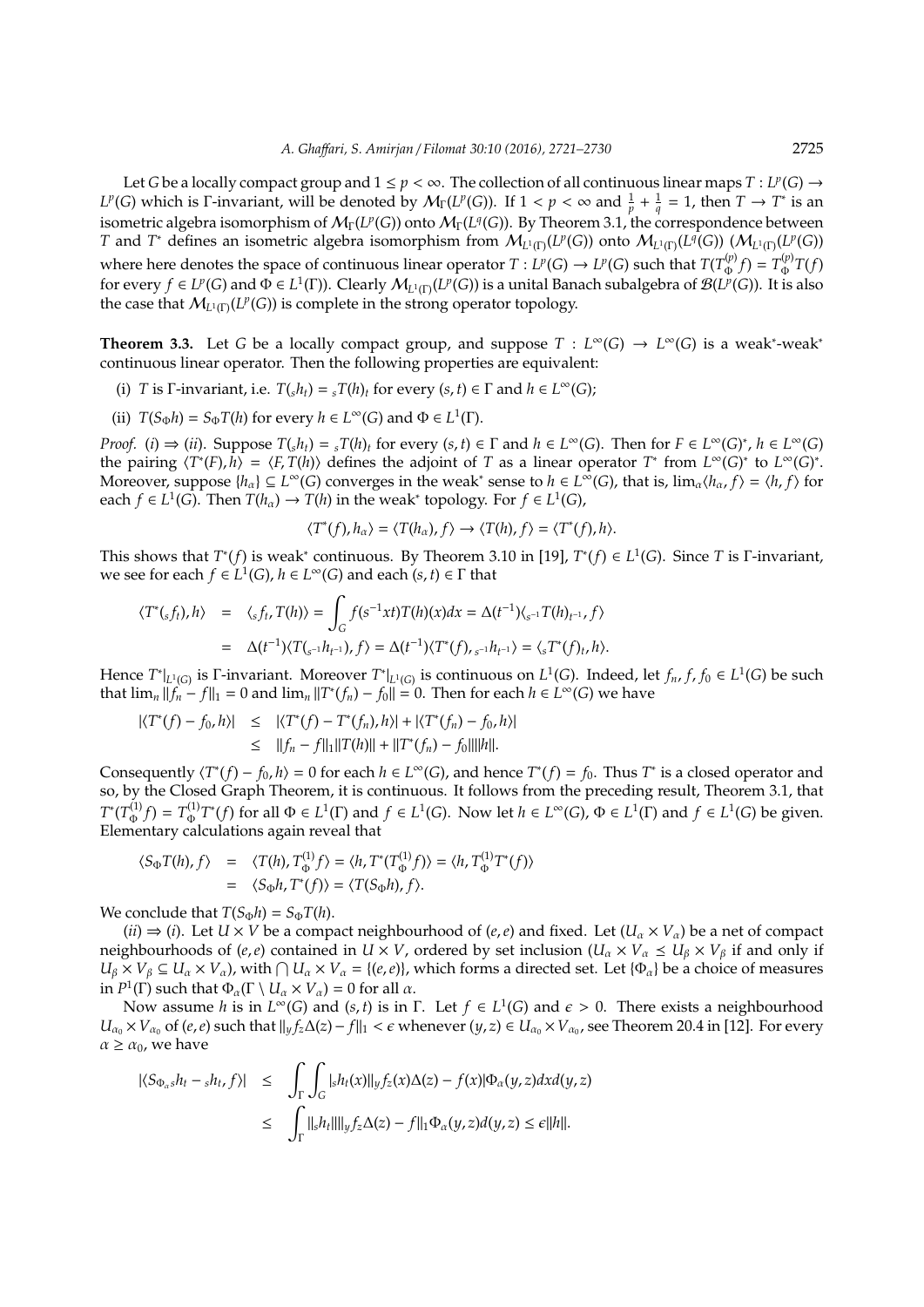Let $G$ be a locally compact group and $1 \leq p < \infty$. The collection of all continuous linear maps $T : L^p(G) \to L^p(G)$ which is $\Gamma$-invariant, will be denoted by $\mathcal{M}_\Gamma(L^p(G))$. If $1 < p < \infty$ and $\frac{1}{p} + \frac{1}{q} = 1$, then $T \to T^*$ is an isometric algebra isomorphism of $\mathcal{M}_\Gamma(L^p(G))$ onto $\mathcal{M}_\Gamma(L^q(G))$. By Theorem 3.1, the correspondence between $T$ and $T^*$ defines an isometric algebra isomorphism from $\mathcal{M}_{L^1(\Gamma)}(L^p(G))$ onto $\mathcal{M}_{L^1(\Gamma)}(L^q(G))$ ($\mathcal{M}_{L^1(\Gamma)}(L^p(G))$ where here denotes the space of continuous linear operator $T : L^p(G) \to L^p(G)$ such that $T(T_\Phi^{(p)} f) = T_\Phi^{(p)} T(f)$ for every $f \in L^p(G)$ and $\Phi \in L^1(\Gamma)$). Clearly $\mathcal{M}_{L^1(\Gamma)}(L^p(G))$ is a unital Banach subalgebra of $\mathcal{B}(L^p(G))$. It is also the case that $\mathcal{M}_{L^1(\Gamma)}(L^p(G))$ is complete in the strong operator topology.

**Theorem 3.3.** *Let $G$ be a locally compact group, and suppose $T : L^\infty(G) \to L^\infty(G)$ is a weak*-weak* continuous linear operator. Then the following properties are equivalent:*

(i) *$T$ is $\Gamma$-invariant, i.e. $T({}_s h_t) = {}_s T(h)_t$ for every $(s,t) \in \Gamma$ and $h \in L^\infty(G)$;*

(ii) *$T(S_\Phi h) = S_\Phi T(h)$ for every $h \in L^\infty(G)$ and $\Phi \in L^1(\Gamma)$.*

*Proof.* $(i) \Rightarrow (ii)$. Suppose $T({}_s h_t) = {}_s T(h)_t$ for every $(s,t) \in \Gamma$ and $h \in L^\infty(G)$. Then for $F \in L^\infty(G)^*$, $h \in L^\infty(G)$ the pairing $\langle T^*(F), h \rangle = \langle F, T(h) \rangle$ defines the adjoint of $T$ as a linear operator $T^*$ from $L^\infty(G)^*$ to $L^\infty(G)^*$. Moreover, suppose $\{h_\alpha\} \subseteq L^\infty(G)$ converges in the weak* sense to $h \in L^\infty(G)$, that is, $\lim_\alpha \langle h_\alpha, f \rangle = \langle h, f \rangle$ for each $f \in L^1(G)$. Then $T(h_\alpha) \to T(h)$ in the weak* topology. For $f \in L^1(G)$,

$$\langle T^*(f), h_\alpha \rangle = \langle T(h_\alpha), f \rangle \to \langle T(h), f \rangle = \langle T^*(f), h \rangle.$$

This shows that $T^*(f)$ is weak* continuous. By Theorem 3.10 in [19], $T^*(f) \in L^1(G)$. Since $T$ is $\Gamma$-invariant, we see for each $f \in L^1(G)$, $h \in L^\infty(G)$ and each $(s,t) \in \Gamma$ that

$$\begin{aligned}
\langle T^*({}_s f_t), h \rangle &= \langle {}_s f_t, T(h) \rangle = \int_G f(s^{-1}xt) T(h)(x) dx = \Delta(t^{-1}) \langle {}_{s^{-1}} T(h)_{t^{-1}}, f \rangle \\
&= \Delta(t^{-1}) \langle T({}_{s^{-1}} h_{t^{-1}}), f \rangle = \Delta(t^{-1}) \langle T^*(f), {}_{s^{-1}} h_{t^{-1}} \rangle = \langle {}_s T^*(f)_t, h \rangle.
\end{aligned}$$

Hence $T^*|_{L^1(G)}$ is $\Gamma$-invariant. Moreover $T^*|_{L^1(G)}$ is continuous on $L^1(G)$. Indeed, let $f_n, f, f_0 \in L^1(G)$ be such that $\lim_n \|f_n - f\|_1 = 0$ and $\lim_n \|T^*(f_n) - f_0\| = 0$. Then for each $h \in L^\infty(G)$ we have

$$\begin{aligned}
|\langle T^*(f) - f_0, h \rangle| &\leq |\langle T^*(f) - T^*(f_n), h \rangle| + |\langle T^*(f_n) - f_0, h \rangle| \\
&\leq \|f_n - f\|_1 \|T(h)\| + \|T^*(f_n) - f_0\| \|h\|.
\end{aligned}$$

Consequently $\langle T^*(f) - f_0, h \rangle = 0$ for each $h \in L^\infty(G)$, and hence $T^*(f) = f_0$. Thus $T^*$ is a closed operator and so, by the Closed Graph Theorem, it is continuous. It follows from the preceding result, Theorem 3.1, that $T^*(T_\Phi^{(1)} f) = T_\Phi^{(1)} T^*(f)$ for all $\Phi \in L^1(\Gamma)$ and $f \in L^1(G)$. Now let $h \in L^\infty(G)$, $\Phi \in L^1(\Gamma)$ and $f \in L^1(G)$ be given. Elementary calculations again reveal that

$$\begin{aligned}
\langle S_\Phi T(h), f \rangle &= \langle T(h), T_\Phi^{(1)} f \rangle = \langle h, T^*(T_\Phi^{(1)} f) \rangle = \langle h, T_\Phi^{(1)} T^*(f) \rangle \\
&= \langle S_\Phi h, T^*(f) \rangle = \langle T(S_\Phi h), f \rangle.
\end{aligned}$$

We conclude that $T(S_\Phi h) = S_\Phi T(h)$.

$(ii) \Rightarrow (i)$. Let $U \times V$ be a compact neighbourhood of $(e,e)$ and fixed. Let $(U_\alpha \times V_\alpha)$ be a net of compact neighbourhoods of $(e,e)$ contained in $U \times V$, ordered by set inclusion ($U_\alpha \times V_\alpha \preceq U_\beta \times V_\beta$ if and only if $U_\beta \times V_\beta \subseteq U_\alpha \times V_\alpha$), with $\bigcap U_\alpha \times V_\alpha = \{(e,e)\}$, which forms a directed set. Let $\{\Phi_\alpha\}$ be a choice of measures in $P^1(\Gamma)$ such that $\Phi_\alpha(\Gamma \setminus U_\alpha \times V_\alpha) = 0$ for all $\alpha$.

Now assume $h$ is in $L^\infty(G)$ and $(s,t)$ is in $\Gamma$. Let $f \in L^1(G)$ and $\epsilon > 0$. There exists a neighbourhood $U_{\alpha_0} \times V_{\alpha_0}$ of $(e,e)$ such that $\|{}_y f_z \Delta(z) - f\|_1 < \epsilon$ whenever $(y,z) \in U_{\alpha_0} \times V_{\alpha_0}$, see Theorem 20.4 in [12]. For every $\alpha \geq \alpha_0$, we have

$$\begin{aligned}
|\langle S_{\Phi_\alpha} {}_s h_t - {}_s h_t, f \rangle| &\leq \int_\Gamma \int_G |{}_s h_t(x)| |{}_y f_z(x) \Delta(z) - f(x)| \Phi_\alpha(y,z) dx d(y,z) \\
&\leq \int_\Gamma \|{}_s h_t\| \|{}_y f_z \Delta(z) - f\|_1 \Phi_\alpha(y,z) d(y,z) \leq \epsilon \|h\|.
\end{aligned}$$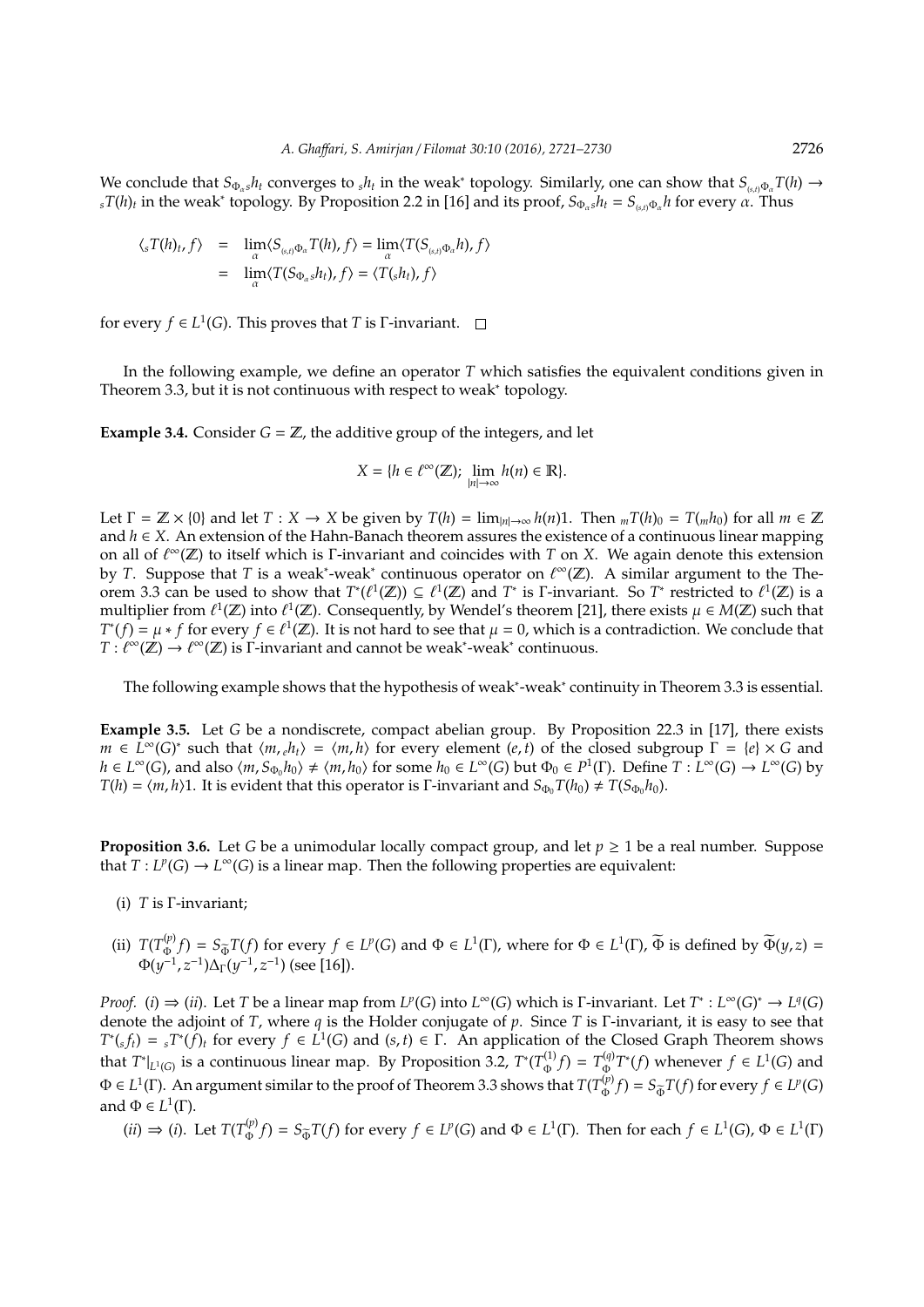We conclude that $S_{\Phi_\alpha} {}_sh_t$ converges to ${}_sh_t$ in the weak* topology. Similarly, one can show that $S_{{}_{(s,t)}\Phi_\alpha} T(h) \to {}_sT(h)_t$ in the weak* topology. By Proposition 2.2 in [16] and its proof, $S_{\Phi_\alpha} {}_sh_t = S_{{}_{(s,t)}\Phi_\alpha} h$ for every $\alpha$. Thus

$$
\begin{aligned}
\langle {}_sT(h)_t, f\rangle &= \lim_\alpha \langle S_{{}_{(s,t)}\Phi_\alpha} T(h), f\rangle = \lim_\alpha \langle T(S_{{}_{(s,t)}\Phi_\alpha} h), f\rangle \\
&= \lim_\alpha \langle T(S_{\Phi_\alpha} {}_sh_t), f\rangle = \langle T({}_sh_t), f\rangle
\end{aligned}
$$

for every $f \in L^1(G)$. This proves that $T$ is $\Gamma$-invariant. $\square$

In the following example, we define an operator $T$ which satisfies the equivalent conditions given in Theorem 3.3, but it is not continuous with respect to weak* topology.

**Example 3.4.** Consider $G = \mathbb{Z}$, the additive group of the integers, and let

$$X = \{h \in \ell^\infty(\mathbb{Z});\ \lim_{|n|\to\infty} h(n) \in \mathbb{R}\}.$$

Let $\Gamma = \mathbb{Z} \times \{0\}$ and let $T : X \to X$ be given by $T(h) = \lim_{|n|\to\infty} h(n)1$. Then ${}_mT(h)_0 = T({}_mh_0)$ for all $m \in \mathbb{Z}$ and $h \in X$. An extension of the Hahn-Banach theorem assures the existence of a continuous linear mapping on all of $\ell^\infty(\mathbb{Z})$ to itself which is $\Gamma$-invariant and coincides with $T$ on $X$. We again denote this extension by $T$. Suppose that $T$ is a weak*-weak* continuous operator on $\ell^\infty(\mathbb{Z})$. A similar argument to the Theorem 3.3 can be used to show that $T^*(\ell^1(\mathbb{Z})) \subseteq \ell^1(\mathbb{Z})$ and $T^*$ is $\Gamma$-invariant. So $T^*$ restricted to $\ell^1(\mathbb{Z})$ is a multiplier from $\ell^1(\mathbb{Z})$ into $\ell^1(\mathbb{Z})$. Consequently, by Wendel's theorem [21], there exists $\mu \in M(\mathbb{Z})$ such that $T^*(f) = \mu * f$ for every $f \in \ell^1(\mathbb{Z})$. It is not hard to see that $\mu = 0$, which is a contradiction. We conclude that $T : \ell^\infty(\mathbb{Z}) \to \ell^\infty(\mathbb{Z})$ is $\Gamma$-invariant and cannot be weak*-weak* continuous.

The following example shows that the hypothesis of weak*-weak* continuity in Theorem 3.3 is essential.

**Example 3.5.** Let $G$ be a nondiscrete, compact abelian group. By Proposition 22.3 in [17], there exists $m \in L^\infty(G)^*$ such that $\langle m, {}_eh_t\rangle = \langle m, h\rangle$ for every element $(e,t)$ of the closed subgroup $\Gamma = \{e\} \times G$ and $h \in L^\infty(G)$, and also $\langle m, S_{\Phi_0} h_0\rangle \neq \langle m, h_0\rangle$ for some $h_0 \in L^\infty(G)$ but $\Phi_0 \in P^1(\Gamma)$. Define $T : L^\infty(G) \to L^\infty(G)$ by $T(h) = \langle m, h\rangle 1$. It is evident that this operator is $\Gamma$-invariant and $S_{\Phi_0} T(h_0) \neq T(S_{\Phi_0} h_0)$.

**Proposition 3.6.** Let $G$ be a unimodular locally compact group, and let $p \geq 1$ be a real number. Suppose that $T : L^p(G) \to L^\infty(G)$ is a linear map. Then the following properties are equivalent:

(i) $T$ is $\Gamma$-invariant;

(ii) $T(T_\Phi^{(p)} f) = S_{\widetilde{\Phi}} T(f)$ for every $f \in L^p(G)$ and $\Phi \in L^1(\Gamma)$, where for $\Phi \in L^1(\Gamma)$, $\widetilde{\Phi}$ is defined by $\widetilde{\Phi}(y,z) = \Phi(y^{-1}, z^{-1})\Delta_\Gamma(y^{-1}, z^{-1})$ (see [16]).

*Proof.* $(i) \Rightarrow (ii)$. Let $T$ be a linear map from $L^p(G)$ into $L^\infty(G)$ which is $\Gamma$-invariant. Let $T^* : L^\infty(G)^* \to L^q(G)$ denote the adjoint of $T$, where $q$ is the Holder conjugate of $p$. Since $T$ is $\Gamma$-invariant, it is easy to see that $T^*({}_sf_t) = {}_sT^*(f)_t$ for every $f \in L^1(G)$ and $(s,t) \in \Gamma$. An application of the Closed Graph Theorem shows that $T^*|_{L^1(G)}$ is a continuous linear map. By Proposition 3.2, $T^*(T_\Phi^{(1)} f) = T_\Phi^{(q)} T^*(f)$ whenever $f \in L^1(G)$ and $\Phi \in L^1(\Gamma)$. An argument similar to the proof of Theorem 3.3 shows that $T(T_\Phi^{(p)} f) = S_{\widetilde{\Phi}} T(f)$ for every $f \in L^p(G)$ and $\Phi \in L^1(\Gamma)$.

$(ii) \Rightarrow (i)$. Let $T(T_\Phi^{(p)} f) = S_{\widetilde{\Phi}} T(f)$ for every $f \in L^p(G)$ and $\Phi \in L^1(\Gamma)$. Then for each $f \in L^1(G)$, $\Phi \in L^1(\Gamma)$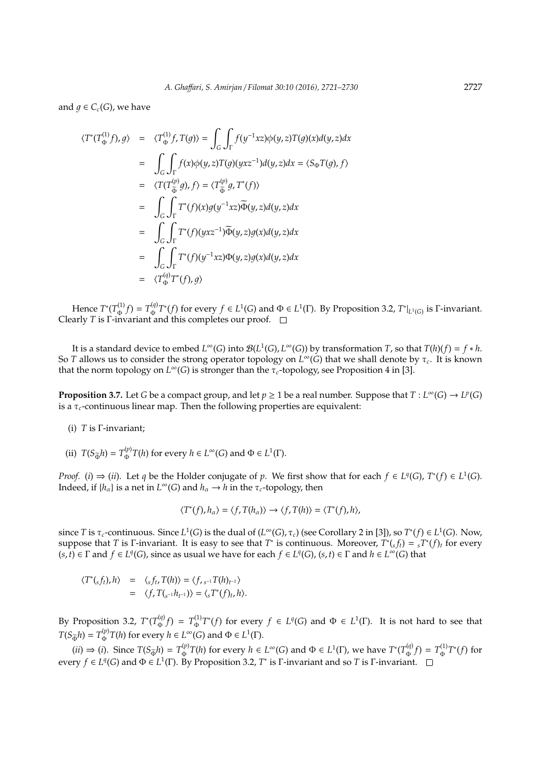and $g \in C_c(G)$, we have

$$
\begin{aligned}
\langle T^*(T_\Phi^{(1)} f), g\rangle &= \langle T_\Phi^{(1)} f, T(g)\rangle = \int_G \int_\Gamma f(y^{-1}xz)\phi(y,z)T(g)(x)d(y,z)dx \\
&= \int_G \int_\Gamma f(x)\phi(y,z)T(g)(yxz^{-1})d(y,z)dx = \langle S_\Phi T(g), f\rangle \\
&= \langle T(T_{\widetilde{\Phi}}^{(p)} g), f\rangle = \langle T_{\widetilde{\Phi}}^{(p)} g, T^*(f)\rangle \\
&= \int_G \int_\Gamma T^*(f)(x) g(y^{-1}xz)\widetilde{\Phi}(y,z)d(y,z)dx \\
&= \int_G \int_\Gamma T^*(f)(yxz^{-1})\widetilde{\Phi}(y,z)g(x)d(y,z)dx \\
&= \int_G \int_\Gamma T^*(f)(y^{-1}xz)\Phi(y,z)g(x)d(y,z)dx \\
&= \langle T_\Phi^{(q)} T^*(f), g\rangle
\end{aligned}
$$

Hence $T^*(T_\Phi^{(1)} f) = T_\Phi^{(q)} T^*(f)$ for every $f \in L^1(G)$ and $\Phi \in L^1(\Gamma)$. By Proposition 3.2, $T^*|_{L^1(G)}$ is $\Gamma$-invariant. Clearly $T$ is $\Gamma$-invariant and this completes our proof. $\square$

It is a standard device to embed $L^\infty(G)$ into $\mathcal{B}(L^1(G), L^\infty(G))$ by transformation $T$, so that $T(h)(f) = f * h$. So $T$ allows us to consider the strong operator topology on $L^\infty(G)$ that we shall denote by $\tau_c$. It is known that the norm topology on $L^\infty(G)$ is stronger than the $\tau_c$-topology, see Proposition 4 in [3].

**Proposition 3.7.** Let $G$ be a compact group, and let $p \geq 1$ be a real number. Suppose that $T : L^\infty(G) \to L^p(G)$ is a $\tau_c$-continuous linear map. Then the following properties are equivalent:

(i) $T$ is $\Gamma$-invariant;

(ii) $T(S_{\widetilde{\Phi}} h) = T_\Phi^{(p)} T(h)$ for every $h \in L^\infty(G)$ and $\Phi \in L^1(\Gamma)$.

*Proof.* $(i) \Rightarrow (ii)$. Let $q$ be the Holder conjugate of $p$. We first show that for each $f \in L^q(G)$, $T^*(f) \in L^1(G)$. Indeed, if $\{h_\alpha\}$ is a net in $L^\infty(G)$ and $h_\alpha \to h$ in the $\tau_c$-topology, then

$$
\langle T^*(f), h_\alpha\rangle = \langle f, T(h_\alpha)\rangle \to \langle f, T(h)\rangle = \langle T^*(f), h\rangle,
$$

since $T$ is $\tau_c$-continuous. Since $L^1(G)$ is the dual of $(L^\infty(G), \tau_c)$ (see Corollary 2 in [3]), so $T^*(f) \in L^1(G)$. Now, suppose that $T$ is $\Gamma$-invariant. It is easy to see that $T^*$ is continuous. Moreover, $T^*({}_s f_t) = {}_s T^*(f)_t$ for every $(s,t) \in \Gamma$ and $f \in L^q(G)$, since as usual we have for each $f \in L^q(G)$, $(s,t) \in \Gamma$ and $h \in L^\infty(G)$ that

$$
\begin{aligned}
\langle T^*({}_s f_t), h\rangle &= \langle {}_s f_t, T(h)\rangle = \langle f, {}_{s^{-1}} T(h)_{t^{-1}}\rangle \\
&= \langle f, T({}_{s^{-1}} h_{t^{-1}})\rangle = \langle {}_s T^*(f)_t, h\rangle.
\end{aligned}
$$

By Proposition 3.2, $T^*(T_\Phi^{(q)} f) = T_\Phi^{(1)} T^*(f)$ for every $f \in L^q(G)$ and $\Phi \in L^1(\Gamma)$. It is not hard to see that $T(S_{\widetilde{\Phi}} h) = T_\Phi^{(p)} T(h)$ for every $h \in L^\infty(G)$ and $\Phi \in L^1(\Gamma)$.

$(ii) \Rightarrow (i)$. Since $T(S_{\widetilde{\Phi}} h) = T_\Phi^{(p)} T(h)$ for every $h \in L^\infty(G)$ and $\Phi \in L^1(\Gamma)$, we have $T^*(T_\Phi^{(q)} f) = T_\Phi^{(1)} T^*(f)$ for every $f \in L^q(G)$ and $\Phi \in L^1(\Gamma)$. By Proposition 3.2, $T^*$ is $\Gamma$-invariant and so $T$ is $\Gamma$-invariant. $\square$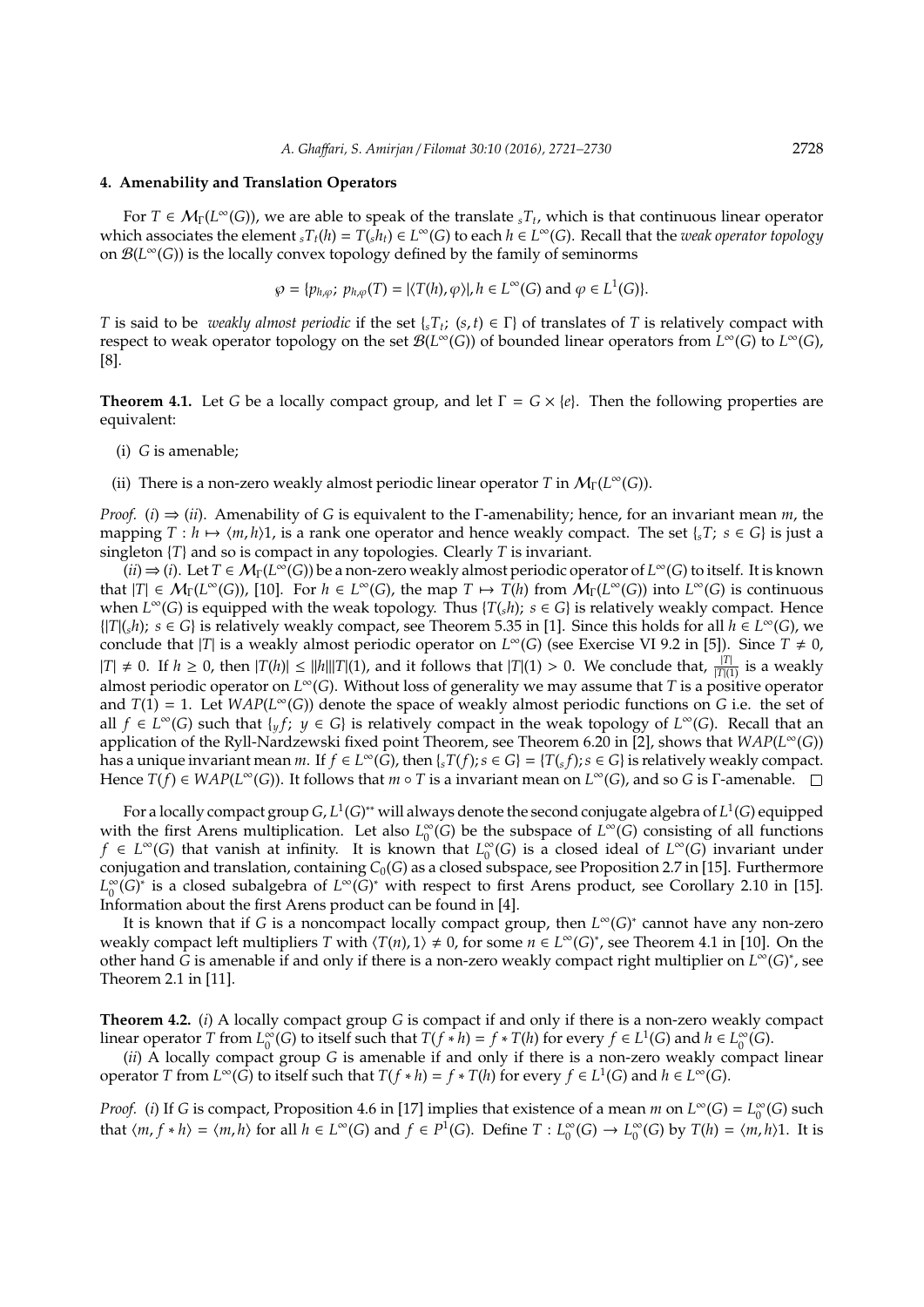## 4. Amenability and Translation Operators

For $T \in \mathcal{M}_\Gamma(L^\infty(G))$, we are able to speak of the translate ${}_sT_t$, which is that continuous linear operator which associates the element ${}_sT_t(h) = T({}_sh_t) \in L^\infty(G)$ to each $h \in L^\infty(G)$. Recall that the *weak operator topology* on $\mathcal{B}(L^\infty(G))$ is the locally convex topology defined by the family of seminorms

$$\wp = \{p_{h,\varphi};\ p_{h,\varphi}(T) = |\langle T(h), \varphi\rangle|, h \in L^\infty(G) \text{ and } \varphi \in L^1(G)\}.$$

$T$ is said to be *weakly almost periodic* if the set $\{{}_sT_t;\ (s,t) \in \Gamma\}$ of translates of $T$ is relatively compact with respect to weak operator topology on the set $\mathcal{B}(L^\infty(G))$ of bounded linear operators from $L^\infty(G)$ to $L^\infty(G)$, [8].

**Theorem 4.1.** Let $G$ be a locally compact group, and let $\Gamma = G \times \{e\}$. Then the following properties are equivalent:

(i) $G$ is amenable;

(ii) There is a non-zero weakly almost periodic linear operator $T$ in $\mathcal{M}_\Gamma(L^\infty(G))$.

*Proof.* $(i) \Rightarrow (ii)$. Amenability of $G$ is equivalent to the $\Gamma$-amenability; hence, for an invariant mean $m$, the mapping $T : h \mapsto \langle m, h\rangle 1$, is a rank one operator and hence weakly compact. The set $\{{}_sT;\ s \in G\}$ is just a singleton $\{T\}$ and so is compact in any topologies. Clearly $T$ is invariant.

$(ii) \Rightarrow (i)$. Let $T \in \mathcal{M}_\Gamma(L^\infty(G))$ be a non-zero weakly almost periodic operator of $L^\infty(G)$ to itself. It is known that $|T| \in \mathcal{M}_\Gamma(L^\infty(G))$, [10]. For $h \in L^\infty(G)$, the map $T \mapsto T(h)$ from $\mathcal{M}_\Gamma(L^\infty(G))$ into $L^\infty(G)$ is continuous when $L^\infty(G)$ is equipped with the weak topology. Thus $\{T({}_sh);\ s \in G\}$ is relatively weakly compact. Hence $\{|T|({}_sh);\ s \in G\}$ is relatively weakly compact, see Theorem 5.35 in [1]. Since this holds for all $h \in L^\infty(G)$, we conclude that $|T|$ is a weakly almost periodic operator on $L^\infty(G)$ (see Exercise VI 9.2 in [5]). Since $T \neq 0$, $|T| \neq 0$. If $h \geq 0$, then $|T(h)| \leq \|h\||T|(1)$, and it follows that $|T|(1) > 0$. We conclude that, $\frac{|T|}{|T|(1)}$ is a weakly almost periodic operator on $L^\infty(G)$. Without loss of generality we may assume that $T$ is a positive operator and $T(1) = 1$. Let $WAP(L^\infty(G))$ denote the space of weakly almost periodic functions on $G$ i.e. the set of all $f \in L^\infty(G)$ such that $\{{}_yf;\ y \in G\}$ is relatively compact in the weak topology of $L^\infty(G)$. Recall that an application of the Ryll-Nardzewski fixed point Theorem, see Theorem 6.20 in [2], shows that $WAP(L^\infty(G))$ has a unique invariant mean $m$. If $f \in L^\infty(G)$, then $\{{}_sT(f); s \in G\} = \{T({}_sf); s \in G\}$ is relatively weakly compact. Hence $T(f) \in WAP(L^\infty(G))$. It follows that $m \circ T$ is a invariant mean on $L^\infty(G)$, and so $G$ is $\Gamma$-amenable. $\square$

For a locally compact group $G$, $L^1(G)^{**}$ will always denote the second conjugate algebra of $L^1(G)$ equipped with the first Arens multiplication. Let also $L_0^\infty(G)$ be the subspace of $L^\infty(G)$ consisting of all functions $f \in L^\infty(G)$ that vanish at infinity. It is known that $L_0^\infty(G)$ is a closed ideal of $L^\infty(G)$ invariant under conjugation and translation, containing $C_0(G)$ as a closed subspace, see Proposition 2.7 in [15]. Furthermore $L_0^\infty(G)^*$ is a closed subalgebra of $L^\infty(G)^*$ with respect to first Arens product, see Corollary 2.10 in [15]. Information about the first Arens product can be found in [4].

It is known that if $G$ is a noncompact locally compact group, then $L^\infty(G)^*$ cannot have any non-zero weakly compact left multipliers $T$ with $\langle T(n), 1\rangle \neq 0$, for some $n \in L^\infty(G)^*$, see Theorem 4.1 in [10]. On the other hand $G$ is amenable if and only if there is a non-zero weakly compact right multiplier on $L^\infty(G)^*$, see Theorem 2.1 in [11].

**Theorem 4.2.** $(i)$ A locally compact group $G$ is compact if and only if there is a non-zero weakly compact linear operator $T$ from $L_0^\infty(G)$ to itself such that $T(f * h) = f * T(h)$ for every $f \in L^1(G)$ and $h \in L_0^\infty(G)$.

$(ii)$ A locally compact group $G$ is amenable if and only if there is a non-zero weakly compact linear operator $T$ from $L^\infty(G)$ to itself such that $T(f * h) = f * T(h)$ for every $f \in L^1(G)$ and $h \in L^\infty(G)$.

*Proof.* $(i)$ If $G$ is compact, Proposition 4.6 in [17] implies that existence of a mean $m$ on $L^\infty(G) = L_0^\infty(G)$ such that $\langle m, f * h\rangle = \langle m, h\rangle$ for all $h \in L^\infty(G)$ and $f \in P^1(G)$. Define $T : L_0^\infty(G) \to L_0^\infty(G)$ by $T(h) = \langle m, h\rangle 1$. It is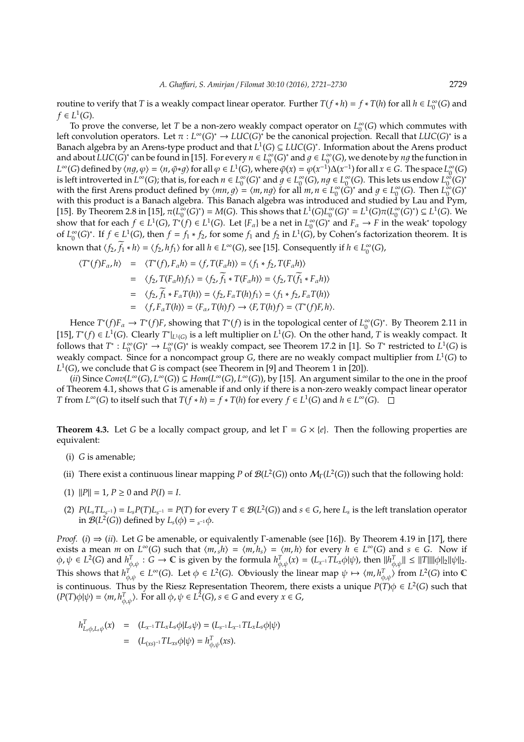routine to verify that $T$ is a weakly compact linear operator. Further $T(f * h) = f * T(h)$ for all $h \in L_0^\infty(G)$ and $f \in L^1(G)$.

To prove the converse, let $T$ be a non-zero weakly compact operator on $L_0^\infty(G)$ which commutes with left convolution operators. Let $\pi : L^\infty(G)^* \to LUC(G)^*$ be the canonical projection. Recall that $LUC(G)^*$ is a Banach algebra by an Arens-type product and that $L^1(G) \subseteq LUC(G)^*$. Information about the Arens product and about $LUC(G)^*$ can be found in [15]. For every $n \in L_0^\infty(G)^*$ and $g \in L_0^\infty(G)$, we denote by $ng$ the function in $L^\infty(G)$ defined by $\langle ng, \varphi\rangle = \langle n, \tilde{\varphi} * g\rangle$ for all $\varphi \in L^1(G)$, where $\tilde{\varphi}(x) = \varphi(x^{-1})\Delta(x^{-1})$ for all $x \in G$. The space $L_0^\infty(G)$ is left introverted in $L^\infty(G)$; that is, for each $n \in L_0^\infty(G)^*$ and $g \in L_0^\infty(G)$, $ng \in L_0^\infty(G)$. This lets us endow $L_0^\infty(G)^*$ with the first Arens product defined by $\langle mn, g\rangle = \langle m, ng\rangle$ for all $m, n \in L_0^\infty(G)^*$ and $g \in L_0^\infty(G)$. Then $L_0^\infty(G)^*$ with this product is a Banach algebra. This Banach algebra was introduced and studied by Lau and Pym, [15]. By Theorem 2.8 in [15], $\pi(L_0^\infty(G)^*) = M(G)$. This shows that $L^1(G)L_0^\infty(G)^* = L^1(G)\pi(L_0^\infty(G)^*) \subseteq L^1(G)$. We show that for each $f \in L^1(G)$, $T^*(f) \in L^1(G)$. Let $\{F_\alpha\}$ be a net in $L_0^\infty(G)^*$ and $F_\alpha \to F$ in the weak* topology of $L_0^\infty(G)^*$. If $f \in L^1(G)$, then $f = f_1 * f_2$, for some $f_1$ and $f_2$ in $L^1(G)$, by Cohen's factorization theorem. It is known that $\langle f_2, \widetilde{f_1} * h\rangle = \langle f_2, hf_1\rangle$ for all $h \in L^\infty(G)$, see [15]. Consequently if $h \in L_0^\infty(G)$,

$$
\begin{aligned}
\langle T^*(f)F_\alpha, h\rangle &= \langle T^*(f), F_\alpha h\rangle = \langle f, T(F_\alpha h)\rangle = \langle f_1 * f_2, T(F_\alpha h)\rangle \\
&= \langle f_2, T(F_\alpha h)f_1\rangle = \langle f_2, \widetilde{f_1} * T(F_\alpha h)\rangle = \langle f_2, T(\widetilde{f_1} * F_\alpha h)\rangle \\
&= \langle f_2, \widetilde{f_1} * F_\alpha T(h)\rangle = \langle f_2, F_\alpha T(h)f_1\rangle = \langle f_1 * f_2, F_\alpha T(h)\rangle \\
&= \langle f, F_\alpha T(h)\rangle = \langle F_\alpha, T(h)f\rangle \to \langle F, T(h)f\rangle = \langle T^*(f)F, h\rangle.
\end{aligned}
$$

Hence $T^*(f)F_\alpha \to T^*(f)F$, showing that $T^*(f)$ is in the topological center of $L_0^\infty(G)^*$. By Theorem 2.11 in [15], $T^*(f) \in L^1(G)$. Clearly $T^*|_{L^1(G)}$ is a left multiplier on $L^1(G)$. On the other hand, $T$ is weakly compact. It follows that $T^* : L_0^\infty(G)^* \to L_0^\infty(G)^*$ is weakly compact, see Theorem 17.2 in [1]. So $T^*$ restricted to $L^1(G)$ is weakly compact. Since for a noncompact group $G$, there are no weakly compact multiplier from $L^1(G)$ to $L^1(G)$, we conclude that $G$ is compact (see Theorem in [9] and Theorem 1 in [20]).

(*ii*) Since $Conv(L^\infty(G), L^\infty(G)) \subseteq Hom(L^\infty(G), L^\infty(G))$, by [15]. An argument similar to the one in the proof of Theorem 4.1, shows that $G$ is amenable if and only if there is a non-zero weakly compact linear operator $T$ from $L^\infty(G)$ to itself such that $T(f * h) = f * T(h)$ for every $f \in L^1(G)$ and $h \in L^\infty(G)$. □

**Theorem 4.3.** Let $G$ be a locally compact group, and let $\Gamma = G \times \{e\}$. Then the following properties are equivalent:

(i) $G$ is amenable;

(ii) There exist a continuous linear mapping $P$ of $\mathcal{B}(L^2(G))$ onto $\mathcal{M}_\Gamma(L^2(G))$ such that the following hold:

(1) $\|P\| = 1$, $P \geq 0$ and $P(I) = I$.

(2) $P(L_s T L_{s^{-1}}) = L_s P(T) L_{s^{-1}} = P(T)$ for every $T \in \mathcal{B}(L^2(G))$ and $s \in G$, here $L_s$ is the left translation operator in $\mathcal{B}(L^2(G))$ defined by $L_s(\phi) = {}_{s^{-1}}\phi$.

*Proof.* (*i*) ⇒ (*ii*). Let $G$ be amenable, or equivalently $\Gamma$-amenable (see [16]). By Theorem 4.19 in [17], there exists a mean $m$ on $L^\infty(G)$ such that $\langle m, {}_sh\rangle = \langle m, h_s\rangle = \langle m, h\rangle$ for every $h \in L^\infty(G)$ and $s \in G$. Now if $\phi, \psi \in L^2(G)$ and $h^T_{\phi,\psi} : G \to \mathbb{C}$ is given by the formula $h^T_{\phi,\psi}(x) = (L_{x^{-1}} T L_x \phi | \psi)$, then $\|h^T_{\phi,\psi}\| \leq \|T\| \|\phi\|_2 \|\psi\|_2$. This shows that $h^T_{\phi,\psi} \in L^\infty(G)$. Let $\phi \in L^2(G)$. Obviously the linear map $\psi \mapsto \langle m, h^T_{\phi,\psi}\rangle$ from $L^2(G)$ into $\mathbb{C}$ is continuous. Thus by the Riesz Representation Theorem, there exists a unique $P(T)\phi \in L^2(G)$ such that $(P(T)\phi|\psi) = \langle m, h^T_{\phi,\psi}\rangle$. For all $\phi, \psi \in L^2(G)$, $s \in G$ and every $x \in G$,

$$
\begin{aligned}
h^T_{L_s\phi, L_s\psi}(x) &= (L_{x^{-1}} T L_x L_s \phi | L_s \psi) = (L_{s^{-1}} L_{x^{-1}} T L_x L_s \phi | \psi) \\
&= (L_{(xs)^{-1}} T L_{xs} \phi | \psi) = h^T_{\phi,\psi}(xs).
\end{aligned}
$$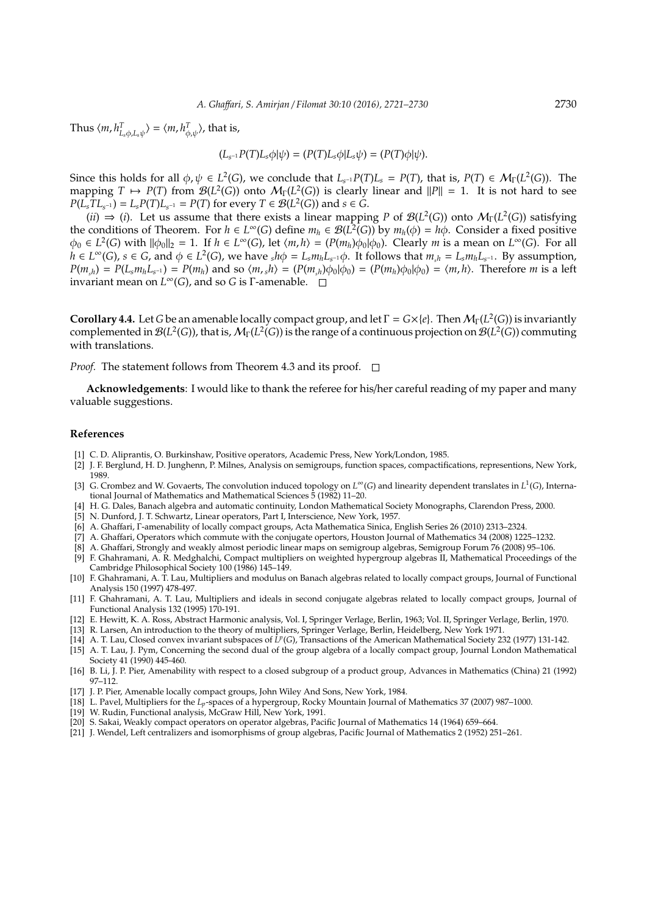Thus $\langle m, h^T_{L_s\phi, L_s\psi}\rangle = \langle m, h^T_{\phi,\psi}\rangle$, that is,

$$(L_{s^{-1}}P(T)L_s\phi|\psi) = (P(T)L_s\phi|L_s\psi) = (P(T)\phi|\psi).$$

Since this holds for all $\phi, \psi \in L^2(G)$, we conclude that $L_{s^{-1}}P(T)L_s = P(T)$, that is, $P(T) \in \mathcal{M}_\Gamma(L^2(G))$. The mapping $T \mapsto P(T)$ from $\mathcal{B}(L^2(G))$ onto $\mathcal{M}_\Gamma(L^2(G))$ is clearly linear and $\|P\| = 1$. It is not hard to see $P(L_sTL_{s^{-1}}) = L_sP(T)L_{s^{-1}} = P(T)$ for every $T \in \mathcal{B}(L^2(G))$ and $s \in G$.

$(ii) \Rightarrow (i)$. Let us assume that there exists a linear mapping $P$ of $\mathcal{B}(L^2(G))$ onto $\mathcal{M}_\Gamma(L^2(G))$ satisfying the conditions of Theorem. For $h \in L^\infty(G)$ define $m_h \in \mathcal{B}(L^2(G))$ by $m_h(\phi) = h\phi$. Consider a fixed positive $\phi_0 \in L^2(G)$ with $\|\phi_0\|_2 = 1$. If $h \in L^\infty(G)$, let $\langle m, h\rangle = (P(m_h)\phi_0|\phi_0)$. Clearly $m$ is a mean on $L^\infty(G)$. For all $h \in L^\infty(G)$, $s \in G$, and $\phi \in L^2(G)$, we have ${}_sh\phi = L_sm_hL_{s^{-1}}\phi$. It follows that $m_{{}_sh} = L_sm_hL_{s^{-1}}$. By assumption, $P(m_{{}_sh}) = P(L_sm_hL_{s^{-1}}) = P(m_h)$ and so $\langle m, {}_sh\rangle = (P(m_{{}_sh})\phi_0|\phi_0) = (P(m_h)\phi_0|\phi_0) = \langle m, h\rangle$. Therefore $m$ is a left invariant mean on $L^\infty(G)$, and so $G$ is $\Gamma$-amenable. $\square$

**Corollary 4.4.** *Let $G$ be an amenable locally compact group, and let $\Gamma = G\times\{e\}$. Then $\mathcal{M}_\Gamma(L^2(G))$ is invariantly complemented in $\mathcal{B}(L^2(G))$, that is, $\mathcal{M}_\Gamma(L^2(G))$ is the range of a continuous projection on $\mathcal{B}(L^2(G))$ commuting with translations.*

*Proof.* The statement follows from Theorem 4.3 and its proof. $\square$

**Acknowledgements**: I would like to thank the referee for his/her careful reading of my paper and many valuable suggestions.

## References

[1] C. D. Aliprantis, O. Burkinshaw, Positive operators, Academic Press, New York/London, 1985.

[2] J. F. Berglund, H. D. Junghenn, P. Milnes, Analysis on semigroups, function spaces, compactifications, represention, New York, 1989.

[3] G. Crombez and W. Govaerts, The convolution induced topology on $L^\infty(G)$ and linearity dependent translates in $L^1(G)$, International Journal of Mathematics and Mathematical Sciences 5 (1982) 11–20.

[4] H. G. Dales, Banach algebra and automatic continuity, London Mathematical Society Monographs, Clarendon Press, 2000.

[5] N. Dunford, J. T. Schwartz, Linear operators, Part I, Interscience, New York, 1957.

[6] A. Ghaffari, Γ-amenability of locally compact groups, Acta Mathematica Sinica, English Series 26 (2010) 2313–2324.

[7] A. Ghaffari, Operators which commute with the conjugate opertors, Houston Journal of Mathematics 34 (2008) 1225–1232.

[8] A. Ghaffari, Strongly and weakly almost periodic linear maps on semigroup algebras, Semigroup Forum 76 (2008) 95–106.

[9] F. Ghahramani, A. R. Medghalchi, Compact multipliers on weighted hypergroup algebras II, Mathematical Proceedings of the Cambridge Philosophical Society 100 (1986) 145–149.

[10] F. Ghahramani, A. T. Lau, Multipliers and modulus on Banach algebras related to locally compact groups, Journal of Functional Analysis 150 (1997) 478-497.

[11] F. Ghahramani, A. T. Lau, Multipliers and ideals in second conjugate algebras related to locally compact groups, Journal of Functional Analysis 132 (1995) 170-191.

[12] E. Hewitt, K. A. Ross, Abstract Harmonic analysis, Vol. I, Springer Verlage, Berlin, 1963; Vol. II, Springer Verlage, Berlin, 1970.

[13] R. Larsen, An introduction to the theory of multipliers, Springer Verlage, Berlin, Heidelberg, New York 1971.

[14] A. T. Lau, Closed convex invariant subspaces of $L^p(G)$, Transactions of the American Mathematical Society 232 (1977) 131-142.

[15] A. T. Lau, J. Pym, Concerning the second dual of the group algebra of a locally compact group, Journal London Mathematical Society 41 (1990) 445-460.

[16] B. Li, J. P. Pier, Amenability with respect to a closed subgroup of a product group, Advances in Mathematics (China) 21 (1992) 97–112.

[17] J. P. Pier, Amenable locally compact groups, John Wiley And Sons, New York, 1984.

[18] L. Pavel, Multipliers for the $L_p$-spaces of a hypergroup, Rocky Mountain Journal of Mathematics 37 (2007) 987–1000.

[19] W. Rudin, Functional analysis, McGraw Hill, New York, 1991.

[20] S. Sakai, Weakly compact operators on operator algebras, Pacific Journal of Mathematics 14 (1964) 659–664.

[21] J. Wendel, Left centralizers and isomorphisms of group algebras, Pacific Journal of Mathematics 2 (1952) 251–261.